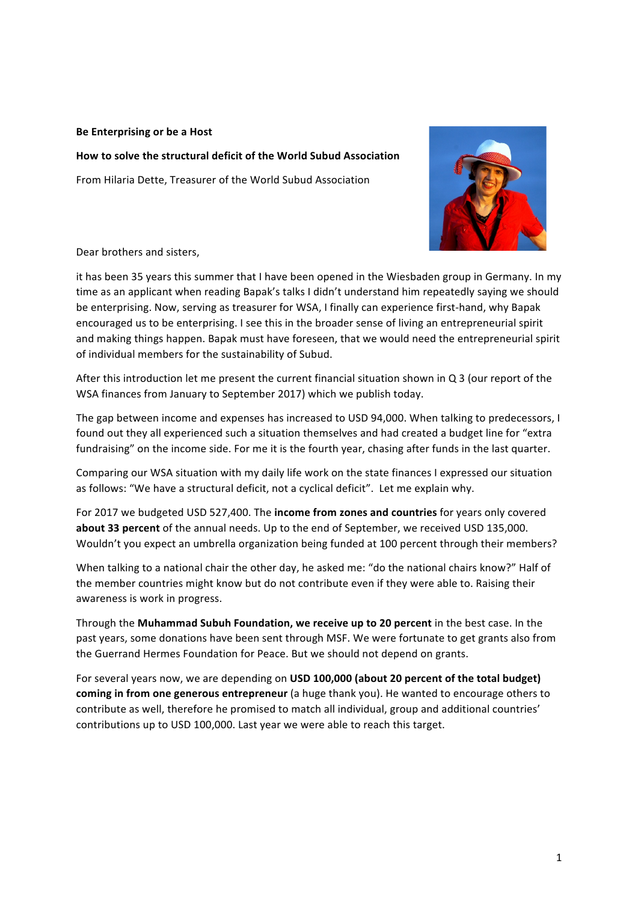**Be Enterprising or be a Host**

**How to solve the structural deficit of the World Subud Association**

From Hilaria Dette, Treasurer of the World Subud Association

Dear brothers and sisters,

it has been 35 years this summer that I have been opened in the Wiesbaden group in Germany. In my time as an applicant when reading Bapak's talks I didn't understand him repeatedly saying we should be enterprising. Now, serving as treasurer for WSA, I finally can experience first-hand, why Bapak encouraged us to be enterprising. I see this in the broader sense of living an entrepreneurial spirit and making things happen. Bapak must have foreseen, that we would need the entrepreneurial spirit of individual members for the sustainability of Subud.

After this introduction let me present the current financial situation shown in Q 3 (our report of the WSA finances from January to September 2017) which we publish today.

The gap between income and expenses has increased to USD 94,000. When talking to predecessors, I found out they all experienced such a situation themselves and had created a budget line for "extra fundraising" on the income side. For me it is the fourth year, chasing after funds in the last quarter.

Comparing our WSA situation with my daily life work on the state finances I expressed our situation as follows: "We have a structural deficit, not a cyclical deficit". Let me explain why.

For 2017 we budgeted USD 527,400. The **income from zones and countries** for years only covered **about 33 percent** of the annual needs. Up to the end of September, we received USD 135,000. Wouldn't you expect an umbrella organization being funded at 100 percent through their members?

When talking to a national chair the other day, he asked me: "do the national chairs know?" Half of the member countries might know but do not contribute even if they were able to. Raising their awareness is work in progress.

Through the **Muhammad Subuh Foundation, we receive up to 20 percent** in the best case. In the past years, some donations have been sent through MSF. We were fortunate to get grants also from the Guerrand Hermes Foundation for Peace. But we should not depend on grants.

For several years now, we are depending on **USD 100,000 (about 20 percent of the total budget) coming in from one generous entrepreneur** (a huge thank you). He wanted to encourage others to contribute as well, therefore he promised to match all individual, group and additional countries' contributions up to USD 100,000. Last year we were able to reach this target.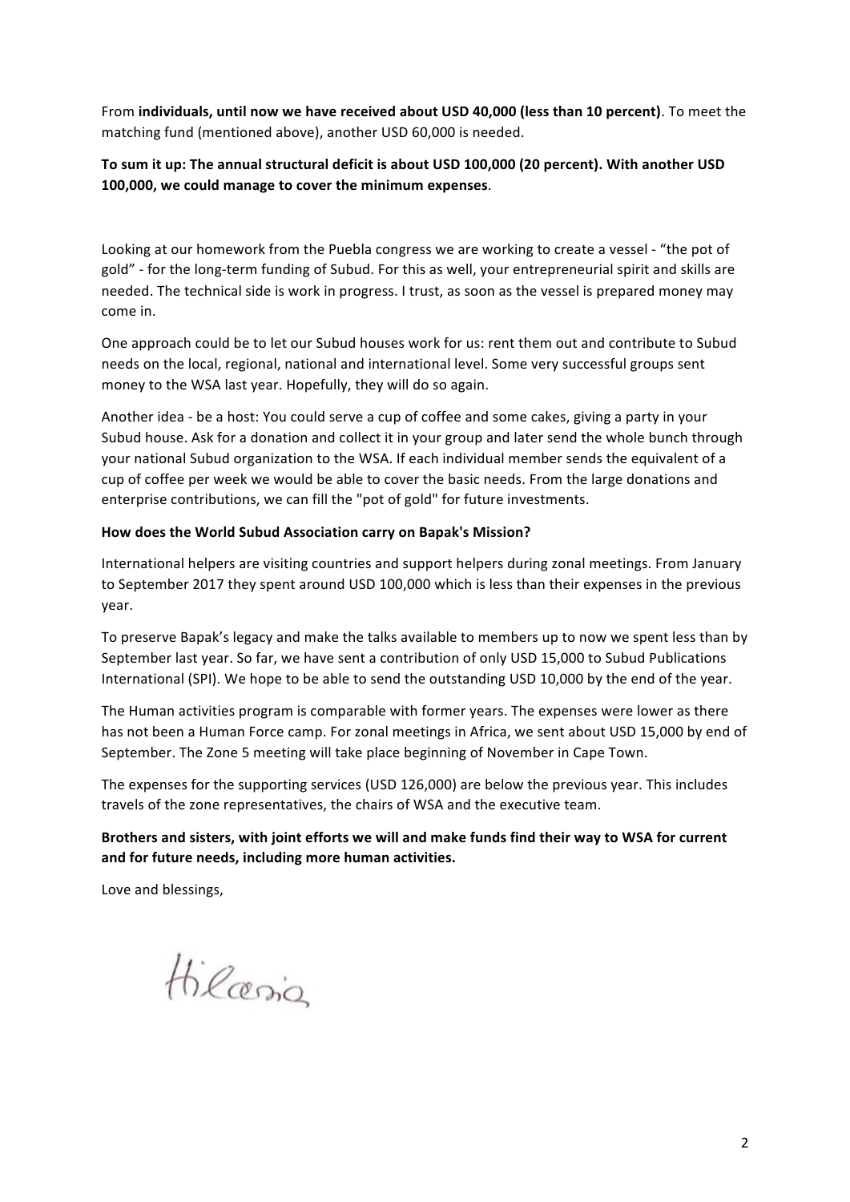From **individuals, until now we have received about USD 40,000 (less than 10 percent)**. To meet the matching fund (mentioned above), another USD 60,000 is needed.

**To sum it up: The annual structural deficit is about USD 100,000 (20 percent). With another USD 100,000, we could manage to cover the minimum expenses**.

Looking at our homework from the Puebla congress we are working to create a vessel - "the pot of gold" - for the long-term funding of Subud. For this as well, your entrepreneurial spirit and skills are needed. The technical side is work in progress. I trust, as soon as the vessel is prepared money may come in.

One approach could be to let our Subud houses work for us: rent them out and contribute to Subud needs on the local, regional, national and international level. Some very successful groups sent money to the WSA last year. Hopefully, they will do so again.

Another idea - be a host: You could serve a cup of coffee and some cakes, giving a party in your Subud house. Ask for a donation and collect it in your group and later send the whole bunch through your national Subud organization to the WSA. If each individual member sends the equivalent of a cup of coffee per week we would be able to cover the basic needs. From the large donations and enterprise contributions, we can fill the "pot of gold" for future investments.

**How does the World Subud Association carry on Bapak's Mission?**

International helpers are visiting countries and support helpers during zonal meetings. From January to September 2017 they spent around USD 100,000 which is less than their expenses in the previous year.

To preserve Bapak's legacy and make the talks available to members up to now we spent less than by September last year. So far, we have sent a contribution of only USD 15,000 to Subud Publications International (SPI). We hope to be able to send the outstanding USD 10,000 by the end of the year.

The Human activities program is comparable with former years. The expenses were lower as there has not been a Human Force camp. For zonal meetings in Africa, we sent about USD 15,000 by end of September. The Zone 5 meeting will take place beginning of November in Cape Town.

The expenses for the supporting services (USD 126,000) are below the previous year. This includes travels of the zone representatives, the chairs of WSA and the executive team.

**Brothers and sisters, with joint efforts we will and make funds find their way to WSA for current and for future needs, including more human activities.**

Love and blessings,

Hilaria